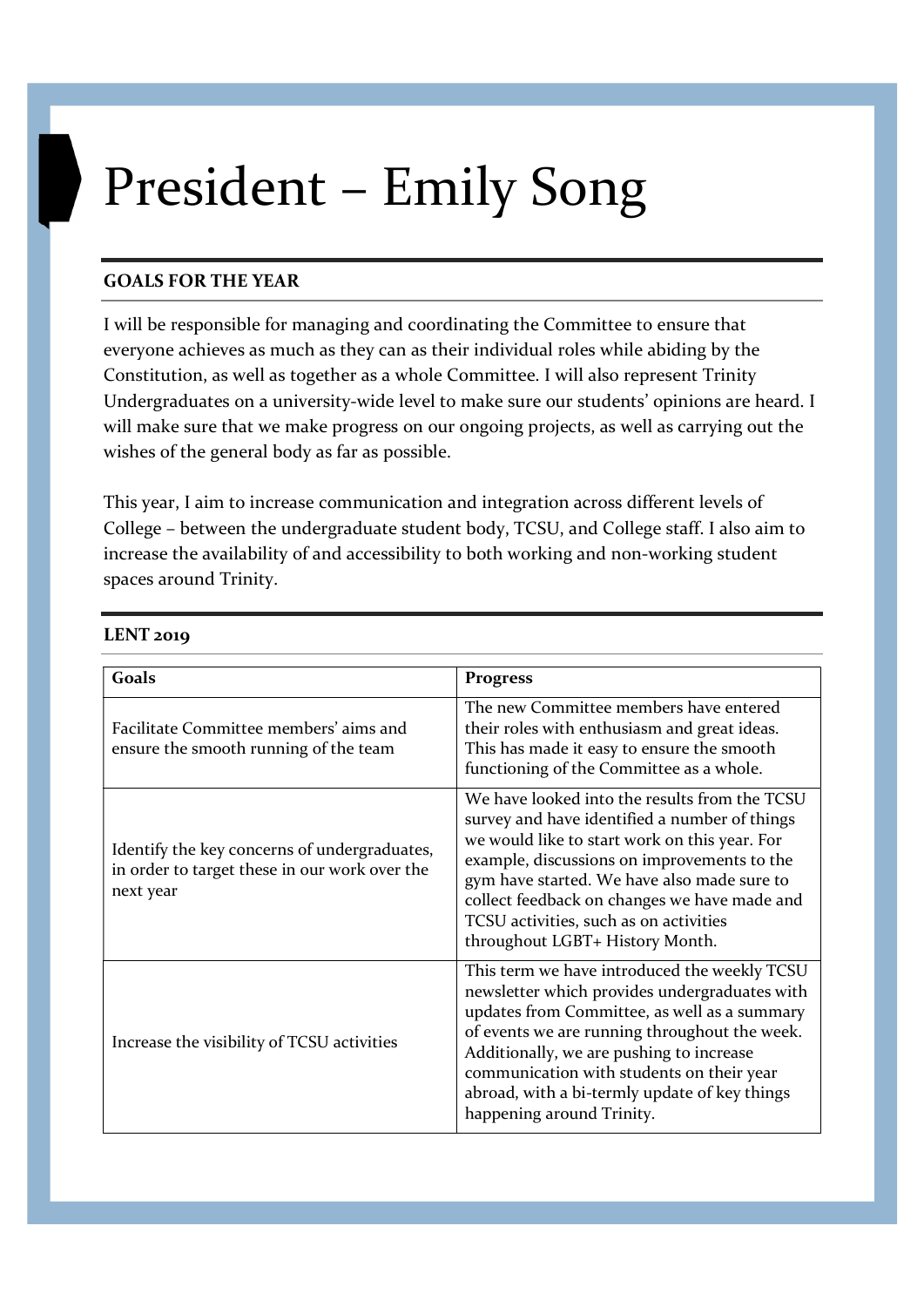# President – Emily Song

## GOALS FOR THE YEAR

I will be responsible for managing and coordinating the Committee to ensure that everyone achieves as much as they can as their individual roles while abiding by the Constitution, as well as together as a whole Committee. I will also represent Trinity Undergraduates on a university-wide level to make sure our students' opinions are heard. I will make sure that we make progress on our ongoing projects, as well as carrying out the wishes of the general body as far as possible.

This year, I aim to increase communication and integration across different levels of College – between the undergraduate student body, TCSU, and College staff. I also aim to increase the availability of and accessibility to both working and non-working student spaces around Trinity.

## LENT 2019

| Goals | Progress |
|---|---|
| Facilitate Committee members' aims and ensure the smooth running of the team | The new Committee members have entered their roles with enthusiasm and great ideas. This has made it easy to ensure the smooth functioning of the Committee as a whole. |
| Identify the key concerns of undergraduates, in order to target these in our work over the next year | We have looked into the results from the TCSU survey and have identified a number of things we would like to start work on this year. For example, discussions on improvements to the gym have started. We have also made sure to collect feedback on changes we have made and TCSU activities, such as on activities throughout LGBT+ History Month. |
| Increase the visibility of TCSU activities | This term we have introduced the weekly TCSU newsletter which provides undergraduates with updates from Committee, as well as a summary of events we are running throughout the week. Additionally, we are pushing to increase communication with students on their year abroad, with a bi-termly update of key things happening around Trinity. |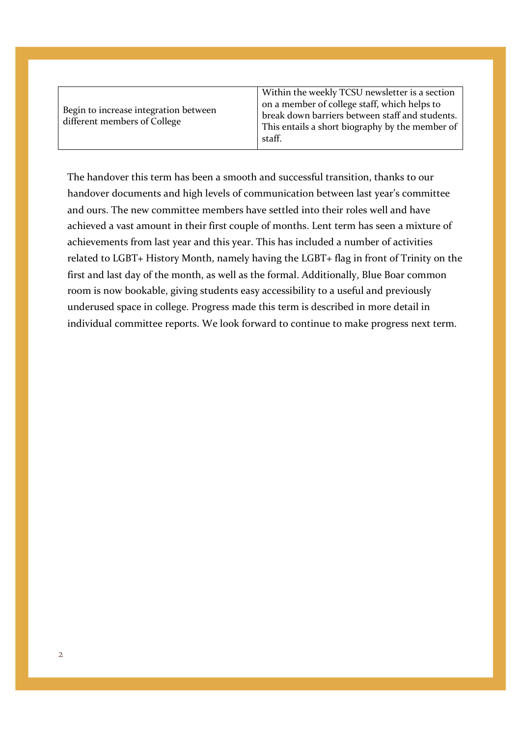| | |
|---|---|
| Begin to increase integration between different members of College | Within the weekly TCSU newsletter is a section on a member of college staff, which helps to break down barriers between staff and students. This entails a short biography by the member of staff. |

The handover this term has been a smooth and successful transition, thanks to our handover documents and high levels of communication between last year's committee and ours. The new committee members have settled into their roles well and have achieved a vast amount in their first couple of months. Lent term has seen a mixture of achievements from last year and this year. This has included a number of activities related to LGBT+ History Month, namely having the LGBT+ flag in front of Trinity on the first and last day of the month, as well as the formal. Additionally, Blue Boar common room is now bookable, giving students easy accessibility to a useful and previously underused space in college. Progress made this term is described in more detail in individual committee reports. We look forward to continue to make progress next term.